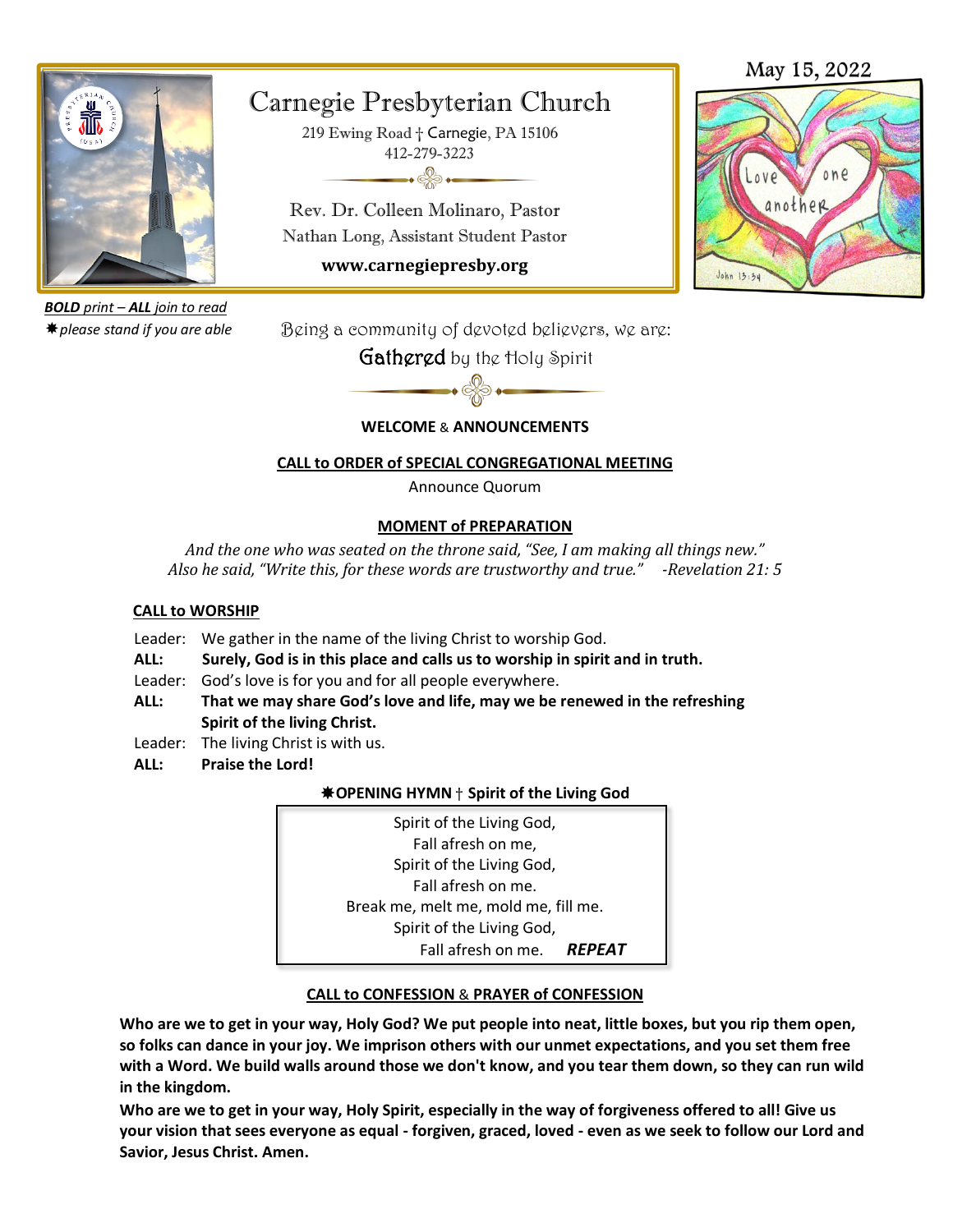May 15, 2022

# Carnegie Presbyterian Church

219 Ewing Road † Carnegie, PA 15106
412-279-3223

Rev. Dr. Colleen Molinaro, Pastor
Nathan Long, Assistant Student Pastor

**www.carnegiepresby.org**

***BOLD** print – **ALL** join to read*
*✸please stand if you are able*

Being a community of devoted believers, we are:

**Gathered** by the Holy Spirit

**WELCOME & ANNOUNCEMENTS**

**CALL to ORDER of SPECIAL CONGREGATIONAL MEETING**

Announce Quorum

**MOMENT of PREPARATION**

*And the one who was seated on the throne said, "See, I am making all things new."*
*Also he said, "Write this, for these words are trustworthy and true."  -Revelation 21: 5*

**CALL to WORSHIP**

Leader: We gather in the name of the living Christ to worship God.
**ALL: Surely, God is in this place and calls us to worship in spirit and in truth.**
Leader: God's love is for you and for all people everywhere.
**ALL: That we may share God's love and life, may we be renewed in the refreshing Spirit of the living Christ.**
Leader: The living Christ is with us.
**ALL: Praise the Lord!**

**✸OPENING HYMN † Spirit of the Living God**

Spirit of the Living God,
Fall afresh on me,
Spirit of the Living God,
Fall afresh on me.
Break me, melt me, mold me, fill me.
Spirit of the Living God,
Fall afresh on me. ***REPEAT***

**CALL to CONFESSION & PRAYER of CONFESSION**

**Who are we to get in your way, Holy God? We put people into neat, little boxes, but you rip them open, so folks can dance in your joy. We imprison others with our unmet expectations, and you set them free with a Word. We build walls around those we don't know, and you tear them down, so they can run wild in the kingdom.**

**Who are we to get in your way, Holy Spirit, especially in the way of forgiveness offered to all! Give us your vision that sees everyone as equal - forgiven, graced, loved - even as we seek to follow our Lord and Savior, Jesus Christ. Amen.**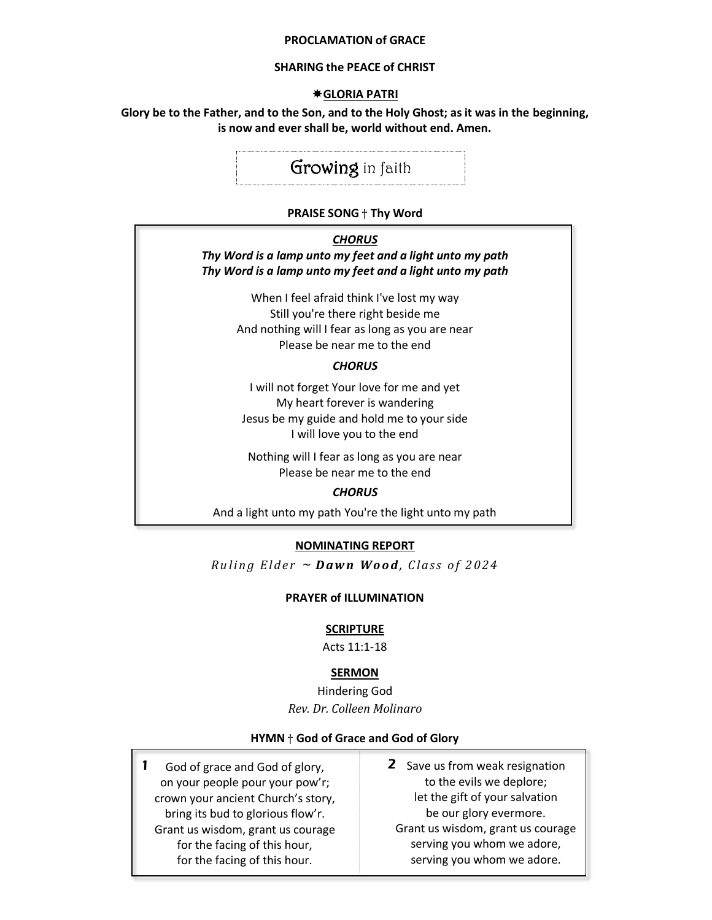**PROCLAMATION of GRACE**

**SHARING the PEACE of CHRIST**

**✷GLORIA PATRI**

**Glory be to the Father, and to the Son, and to the Holy Ghost; as it was in the beginning, is now and ever shall be, world without end. Amen.**

## Growing in faith

**PRAISE SONG † Thy Word**

***CHORUS***
***Thy Word is a lamp unto my feet and a light unto my path***
***Thy Word is a lamp unto my feet and a light unto my path***

When I feel afraid think I've lost my way
Still you're there right beside me
And nothing will I fear as long as you are near
Please be near me to the end

***CHORUS***

I will not forget Your love for me and yet
My heart forever is wandering
Jesus be my guide and hold me to your side
I will love you to the end

Nothing will I fear as long as you are near
Please be near me to the end

***CHORUS***

And a light unto my path You're the light unto my path

**NOMINATING REPORT**

*Ruling Elder ~* ***Dawn Wood****, Class of 2024*

**PRAYER of ILLUMINATION**

**SCRIPTURE**

Acts 11:1-18

**SERMON**

Hindering God
*Rev. Dr. Colleen Molinaro*

**HYMN † God of Grace and God of Glory**

**1** God of grace and God of glory,
on your people pour your pow'r;
crown your ancient Church's story,
bring its bud to glorious flow'r.
Grant us wisdom, grant us courage
for the facing of this hour,
for the facing of this hour.

**2** Save us from weak resignation
to the evils we deplore;
let the gift of your salvation
be our glory evermore.
Grant us wisdom, grant us courage
serving you whom we adore,
serving you whom we adore.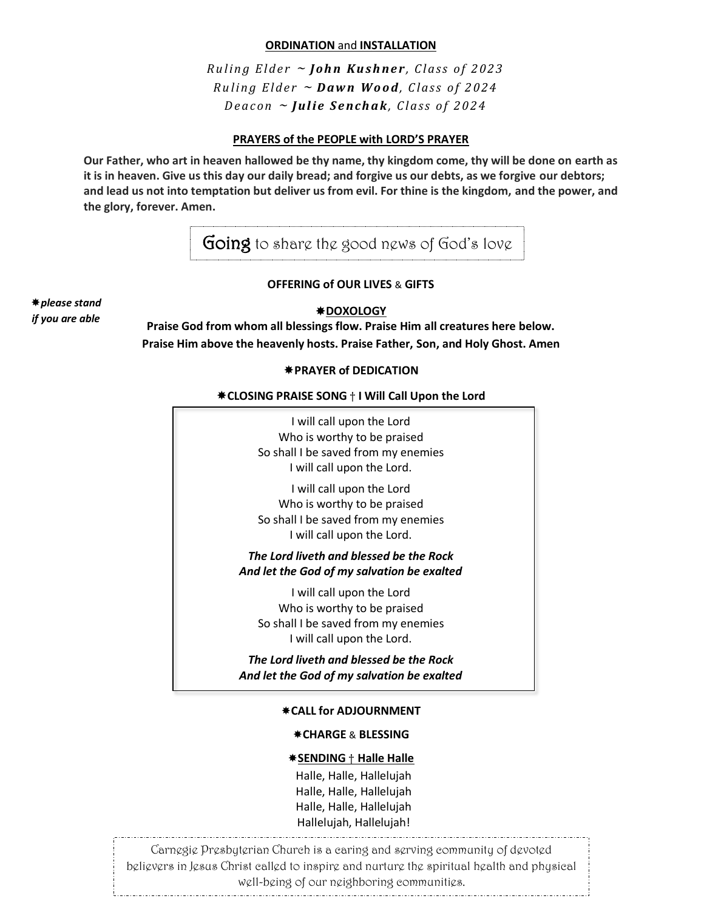**ORDINATION** and **INSTALLATION**

*Ruling Elder ~* ***John Kushner****, Class of 2023*
*Ruling Elder ~* ***Dawn Wood****, Class of 2024*
*Deacon ~* ***Julie Senchak****, Class of 2024*

**PRAYERS of the PEOPLE with LORD'S PRAYER**

**Our Father, who art in heaven hallowed be thy name, thy kingdom come, thy will be done on earth as it is in heaven. Give us this day our daily bread; and forgive us our debts, as we forgive our debtors; and lead us not into temptation but deliver us from evil. For thine is the kingdom, and the power, and the glory, forever. Amen.**

Going to share the good news of God's love

**OFFERING of OUR LIVES** & **GIFTS**

*✷please stand if you are able*

✷**DOXOLOGY**

**Praise God from whom all blessings flow. Praise Him all creatures here below. Praise Him above the heavenly hosts. Praise Father, Son, and Holy Ghost. Amen**

✷**PRAYER of DEDICATION**

✷**CLOSING PRAISE SONG** † **I Will Call Upon the Lord**

I will call upon the Lord
Who is worthy to be praised
So shall I be saved from my enemies
I will call upon the Lord.

I will call upon the Lord
Who is worthy to be praised
So shall I be saved from my enemies
I will call upon the Lord.

***The Lord liveth and blessed be the Rock***
***And let the God of my salvation be exalted***

I will call upon the Lord
Who is worthy to be praised
So shall I be saved from my enemies
I will call upon the Lord.

***The Lord liveth and blessed be the Rock***
***And let the God of my salvation be exalted***

✷**CALL for ADJOURNMENT**

✷**CHARGE** & **BLESSING**

✷**SENDING** † **Halle Halle**

Halle, Halle, Hallelujah
Halle, Halle, Hallelujah
Halle, Halle, Hallelujah
Hallelujah, Hallelujah!

Carnegie Presbyterian Church is a caring and serving community of devoted believers in Jesus Christ called to inspire and nurture the spiritual health and physical well-being of our neighboring communities.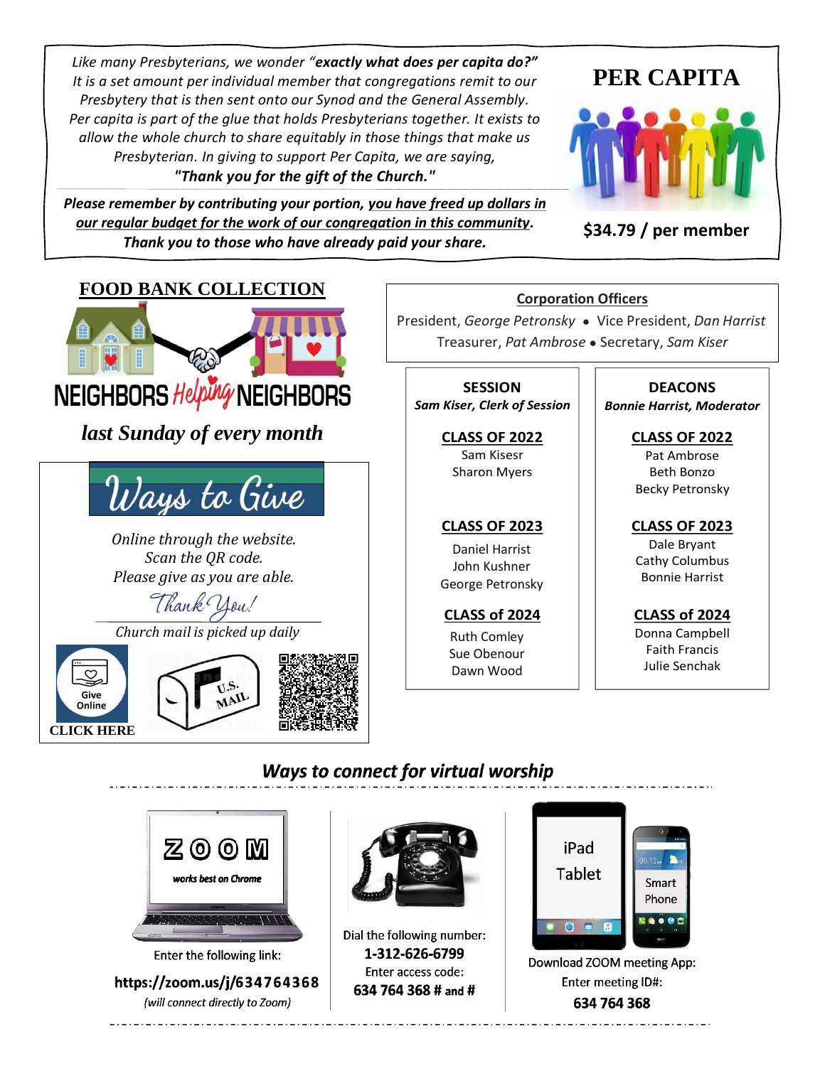*Like many Presbyterians, we wonder "**exactly what does per capita do?**" It is a set amount per individual member that congregations remit to our Presbytery that is then sent onto our Synod and the General Assembly. Per capita is part of the glue that holds Presbyterians together. It exists to allow the whole church to share equitably in those things that make us Presbyterian. In giving to support Per Capita, we are saying,*
***"Thank you for the gift of the Church."***

***Please remember by contributing your portion, you have freed up dollars in our regular budget for the work of our congregation in this community. Thank you to those who have already paid your share.***

## PER CAPITA

**$34.79 / per member**

## FOOD BANK COLLECTION

NEIGHBORS *Helping* NEIGHBORS

***last Sunday of every month***

## Ways to Give

*Online through the website.*
*Scan the QR code.*
*Please give as you are able.*

*Thank You!*

*Church mail is picked up daily*

Give Online

**CLICK HERE**

U.S. MAIL

**Corporation Officers**

President, *George Petronsky* • Vice President, *Dan Harrist*
Treasurer, *Pat Ambrose* • Secretary, *Sam Kiser*

| **SESSION** *Sam Kiser, Clerk of Session* | **DEACONS** *Bonnie Harrist, Moderator* |
|---|---|
| **CLASS OF 2022** | **CLASS OF 2022** |
| Sam Kisesr<br>Sharon Myers | Pat Ambrose<br>Beth Bonzo<br>Becky Petronsky |
| **CLASS OF 2023** | **CLASS OF 2023** |
| Daniel Harrist<br>John Kushner<br>George Petronsky | Dale Bryant<br>Cathy Columbus<br>Bonnie Harrist |
| **CLASS of 2024** | **CLASS of 2024** |
| Ruth Comley<br>Sue Obenour<br>Dawn Wood | Donna Campbell<br>Faith Francis<br>Julie Senchak |

## *Ways to connect for virtual worship*

**ZOOM** *works best on Chrome*

Enter the following link:
**https://zoom.us/j/634764368**
*(will connect directly to Zoom)*

Dial the following number:
**1-312-626-6799**
Enter access code:
**634 764 368 # and #**

iPad Tablet
Smart Phone

Download ZOOM meeting App:
Enter meeting ID#:
**634 764 368**